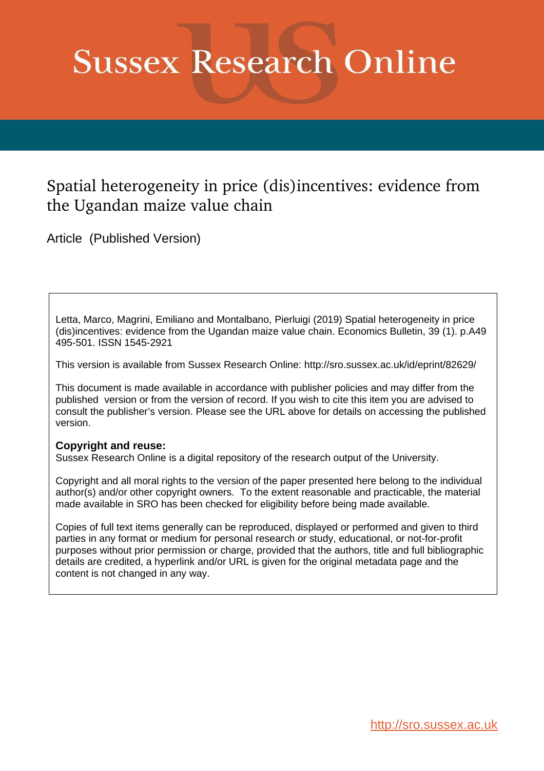# Sussex Research Online

## Spatial heterogeneity in price (dis)incentives: evidence from the Ugandan maize value chain

Article (Published Version)

Letta, Marco, Magrini, Emiliano and Montalbano, Pierluigi (2019) Spatial heterogeneity in price (dis)incentives: evidence from the Ugandan maize value chain. Economics Bulletin, 39 (1). p.A49 495-501. ISSN 1545-2921

This version is available from Sussex Research Online: http://sro.sussex.ac.uk/id/eprint/82629/

This document is made available in accordance with publisher policies and may differ from the published version or from the version of record. If you wish to cite this item you are advised to consult the publisher's version. Please see the URL above for details on accessing the published version.

**Copyright and reuse:**
Sussex Research Online is a digital repository of the research output of the University.

Copyright and all moral rights to the version of the paper presented here belong to the individual author(s) and/or other copyright owners. To the extent reasonable and practicable, the material made available in SRO has been checked for eligibility before being made available.

Copies of full text items generally can be reproduced, displayed or performed and given to third parties in any format or medium for personal research or study, educational, or not-for-profit purposes without prior permission or charge, provided that the authors, title and full bibliographic details are credited, a hyperlink and/or URL is given for the original metadata page and the content is not changed in any way.

http://sro.sussex.ac.uk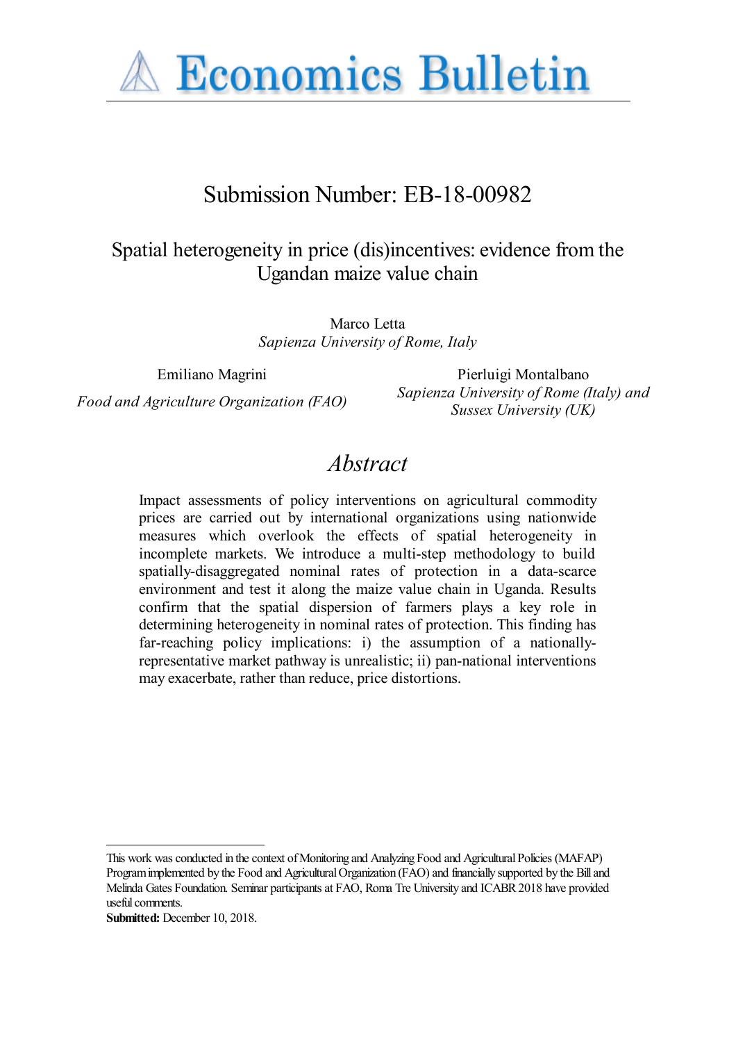# Economics Bulletin

## Submission Number: EB-18-00982

### Spatial heterogeneity in price (dis)incentives: evidence from the Ugandan maize value chain

Marco Letta
*Sapienza University of Rome, Italy*

Emiliano Magrini
*Food and Agriculture Organization (FAO)*

Pierluigi Montalbano
*Sapienza University of Rome (Italy) and Sussex University (UK)*

## *Abstract*

Impact assessments of policy interventions on agricultural commodity prices are carried out by international organizations using nationwide measures which overlook the effects of spatial heterogeneity in incomplete markets. We introduce a multi-step methodology to build spatially-disaggregated nominal rates of protection in a data-scarce environment and test it along the maize value chain in Uganda. Results confirm that the spatial dispersion of farmers plays a key role in determining heterogeneity in nominal rates of protection. This finding has far-reaching policy implications: i) the assumption of a nationally-representative market pathway is unrealistic; ii) pan-national interventions may exacerbate, rather than reduce, price distortions.

This work was conducted in the context of Monitoring and Analyzing Food and Agricultural Policies (MAFAP) Program implemented by the Food and Agricultural Organization (FAO) and financially supported by the Bill and Melinda Gates Foundation. Seminar participants at FAO, Roma Tre University and ICABR 2018 have provided useful comments.

**Submitted:** December 10, 2018.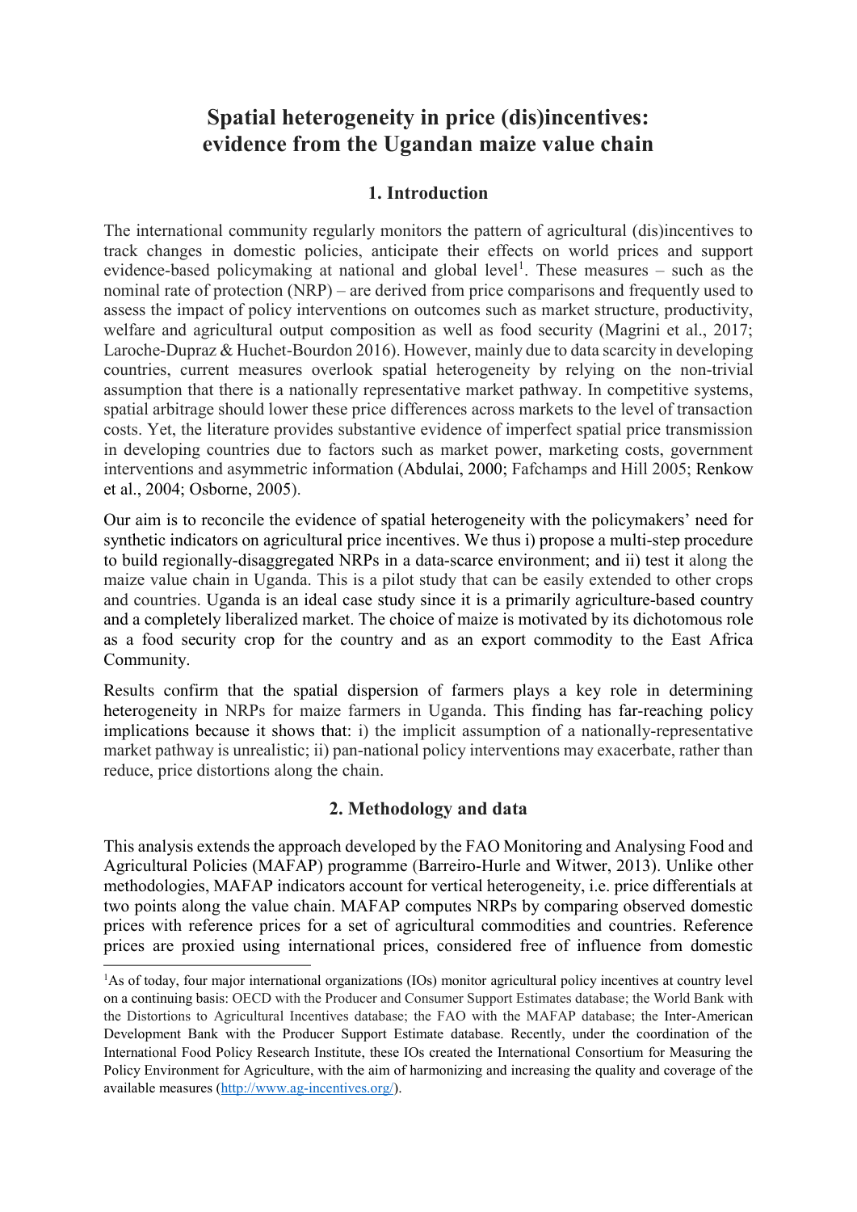# Spatial heterogeneity in price (dis)incentives: evidence from the Ugandan maize value chain

## 1. Introduction

The international community regularly monitors the pattern of agricultural (dis)incentives to track changes in domestic policies, anticipate their effects on world prices and support evidence-based policymaking at national and global level[1]. These measures – such as the nominal rate of protection (NRP) – are derived from price comparisons and frequently used to assess the impact of policy interventions on outcomes such as market structure, productivity, welfare and agricultural output composition as well as food security (Magrini et al., 2017; Laroche-Dupraz & Huchet-Bourdon 2016). However, mainly due to data scarcity in developing countries, current measures overlook spatial heterogeneity by relying on the non-trivial assumption that there is a nationally representative market pathway. In competitive systems, spatial arbitrage should lower these price differences across markets to the level of transaction costs. Yet, the literature provides substantive evidence of imperfect spatial price transmission in developing countries due to factors such as market power, marketing costs, government interventions and asymmetric information (Abdulai, 2000; Fafchamps and Hill 2005; Renkow et al., 2004; Osborne, 2005).

Our aim is to reconcile the evidence of spatial heterogeneity with the policymakers' need for synthetic indicators on agricultural price incentives. We thus i) propose a multi-step procedure to build regionally-disaggregated NRPs in a data-scarce environment; and ii) test it along the maize value chain in Uganda. This is a pilot study that can be easily extended to other crops and countries. Uganda is an ideal case study since it is a primarily agriculture-based country and a completely liberalized market. The choice of maize is motivated by its dichotomous role as a food security crop for the country and as an export commodity to the East Africa Community.

Results confirm that the spatial dispersion of farmers plays a key role in determining heterogeneity in NRPs for maize farmers in Uganda. This finding has far-reaching policy implications because it shows that: i) the implicit assumption of a nationally-representative market pathway is unrealistic; ii) pan-national policy interventions may exacerbate, rather than reduce, price distortions along the chain.

## 2. Methodology and data

This analysis extends the approach developed by the FAO Monitoring and Analysing Food and Agricultural Policies (MAFAP) programme (Barreiro-Hurle and Witwer, 2013). Unlike other methodologies, MAFAP indicators account for vertical heterogeneity, i.e. price differentials at two points along the value chain. MAFAP computes NRPs by comparing observed domestic prices with reference prices for a set of agricultural commodities and countries. Reference prices are proxied using international prices, considered free of influence from domestic

---

[1] As of today, four major international organizations (IOs) monitor agricultural policy incentives at country level on a continuing basis: OECD with the Producer and Consumer Support Estimates database; the World Bank with the Distortions to Agricultural Incentives database; the FAO with the MAFAP database; the Inter-American Development Bank with the Producer Support Estimate database. Recently, under the coordination of the International Food Policy Research Institute, these IOs created the International Consortium for Measuring the Policy Environment for Agriculture, with the aim of harmonizing and increasing the quality and coverage of the available measures (http://www.ag-incentives.org/).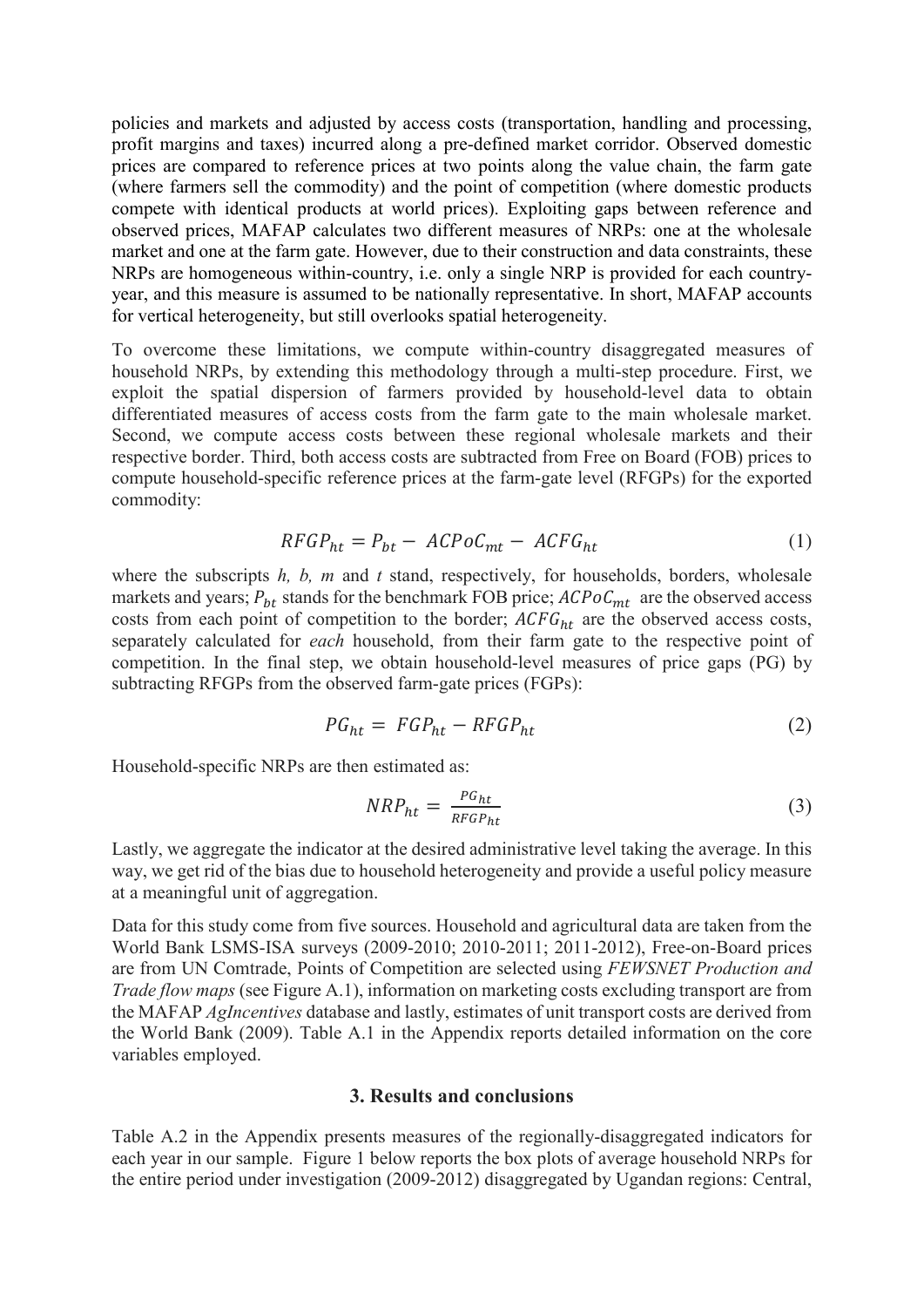policies and markets and adjusted by access costs (transportation, handling and processing, profit margins and taxes) incurred along a pre-defined market corridor. Observed domestic prices are compared to reference prices at two points along the value chain, the farm gate (where farmers sell the commodity) and the point of competition (where domestic products compete with identical products at world prices). Exploiting gaps between reference and observed prices, MAFAP calculates two different measures of NRPs: one at the wholesale market and one at the farm gate. However, due to their construction and data constraints, these NRPs are homogeneous within-country, i.e. only a single NRP is provided for each country-year, and this measure is assumed to be nationally representative. In short, MAFAP accounts for vertical heterogeneity, but still overlooks spatial heterogeneity.

To overcome these limitations, we compute within-country disaggregated measures of household NRPs, by extending this methodology through a multi-step procedure. First, we exploit the spatial dispersion of farmers provided by household-level data to obtain differentiated measures of access costs from the farm gate to the main wholesale market. Second, we compute access costs between these regional wholesale markets and their respective border. Third, both access costs are subtracted from Free on Board (FOB) prices to compute household-specific reference prices at the farm-gate level (RFGPs) for the exported commodity:

$$RFGP_{ht} = P_{bt} - ACPoC_{mt} - ACFG_{ht} \tag{1}$$

where the subscripts *h, b, m* and *t* stand, respectively, for households, borders, wholesale markets and years; $P_{bt}$ stands for the benchmark FOB price; $ACPoC_{mt}$ are the observed access costs from each point of competition to the border; $ACFG_{ht}$ are the observed access costs, separately calculated for *each* household, from their farm gate to the respective point of competition. In the final step, we obtain household-level measures of price gaps (PG) by subtracting RFGPs from the observed farm-gate prices (FGPs):

$$PG_{ht} = FGP_{ht} - RFGP_{ht} \tag{2}$$

Household-specific NRPs are then estimated as:

$$NRP_{ht} = \frac{PG_{ht}}{RFGP_{ht}} \tag{3}$$

Lastly, we aggregate the indicator at the desired administrative level taking the average. In this way, we get rid of the bias due to household heterogeneity and provide a useful policy measure at a meaningful unit of aggregation.

Data for this study come from five sources. Household and agricultural data are taken from the World Bank LSMS-ISA surveys (2009-2010; 2010-2011; 2011-2012), Free-on-Board prices are from UN Comtrade, Points of Competition are selected using *FEWSNET Production and Trade flow maps* (see Figure A.1), information on marketing costs excluding transport are from the MAFAP *AgIncentives* database and lastly, estimates of unit transport costs are derived from the World Bank (2009). Table A.1 in the Appendix reports detailed information on the core variables employed.

## 3. Results and conclusions

Table A.2 in the Appendix presents measures of the regionally-disaggregated indicators for each year in our sample. Figure 1 below reports the box plots of average household NRPs for the entire period under investigation (2009-2012) disaggregated by Ugandan regions: Central,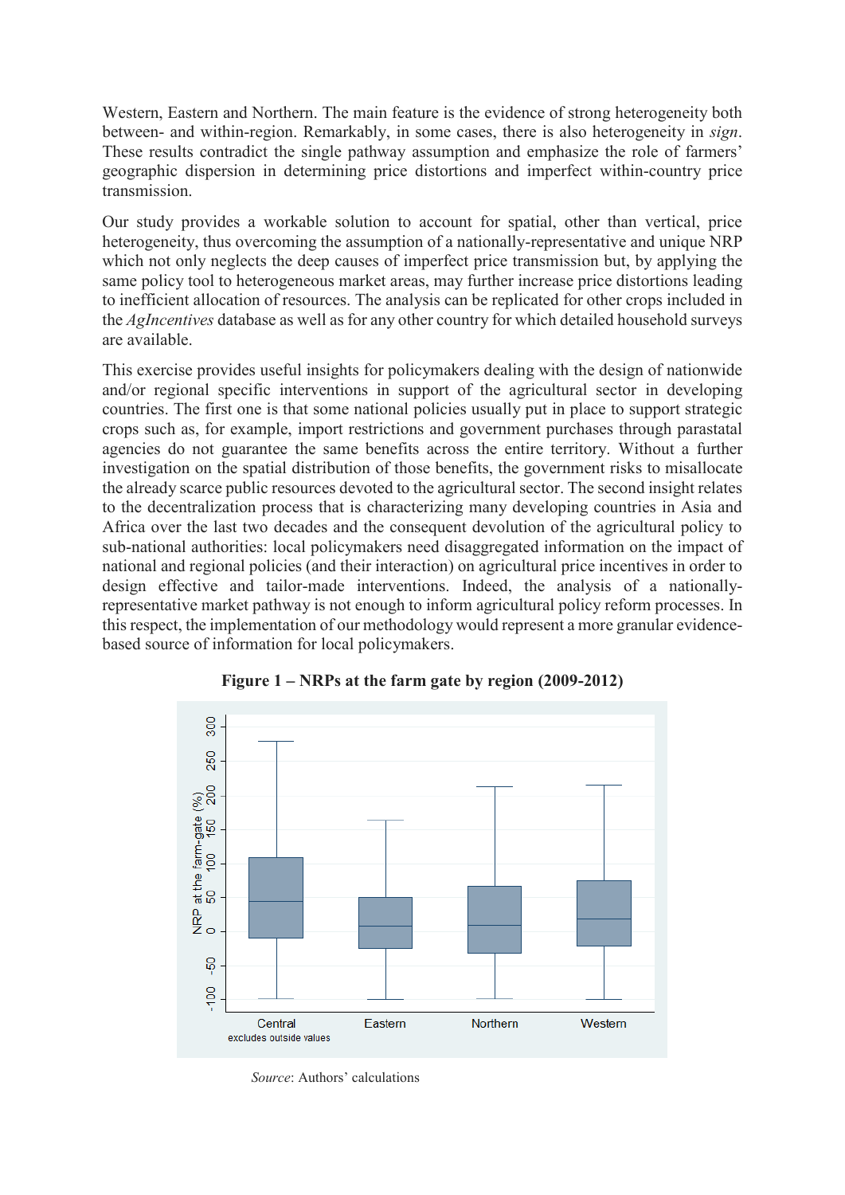Western, Eastern and Northern. The main feature is the evidence of strong heterogeneity both between- and within-region. Remarkably, in some cases, there is also heterogeneity in *sign*. These results contradict the single pathway assumption and emphasize the role of farmers' geographic dispersion in determining price distortions and imperfect within-country price transmission.

Our study provides a workable solution to account for spatial, other than vertical, price heterogeneity, thus overcoming the assumption of a nationally-representative and unique NRP which not only neglects the deep causes of imperfect price transmission but, by applying the same policy tool to heterogeneous market areas, may further increase price distortions leading to inefficient allocation of resources. The analysis can be replicated for other crops included in the *AgIncentives* database as well as for any other country for which detailed household surveys are available.

This exercise provides useful insights for policymakers dealing with the design of nationwide and/or regional specific interventions in support of the agricultural sector in developing countries. The first one is that some national policies usually put in place to support strategic crops such as, for example, import restrictions and government purchases through parastatal agencies do not guarantee the same benefits across the entire territory. Without a further investigation on the spatial distribution of those benefits, the government risks to misallocate the already scarce public resources devoted to the agricultural sector. The second insight relates to the decentralization process that is characterizing many developing countries in Asia and Africa over the last two decades and the consequent devolution of the agricultural policy to sub-national authorities: local policymakers need disaggregated information on the impact of national and regional policies (and their interaction) on agricultural price incentives in order to design effective and tailor-made interventions. Indeed, the analysis of a nationally-representative market pathway is not enough to inform agricultural policy reform processes. In this respect, the implementation of our methodology would represent a more granular evidence-based source of information for local policymakers.

**Figure 1 – NRPs at the farm gate by region (2009-2012)**

*Source*: Authors' calculations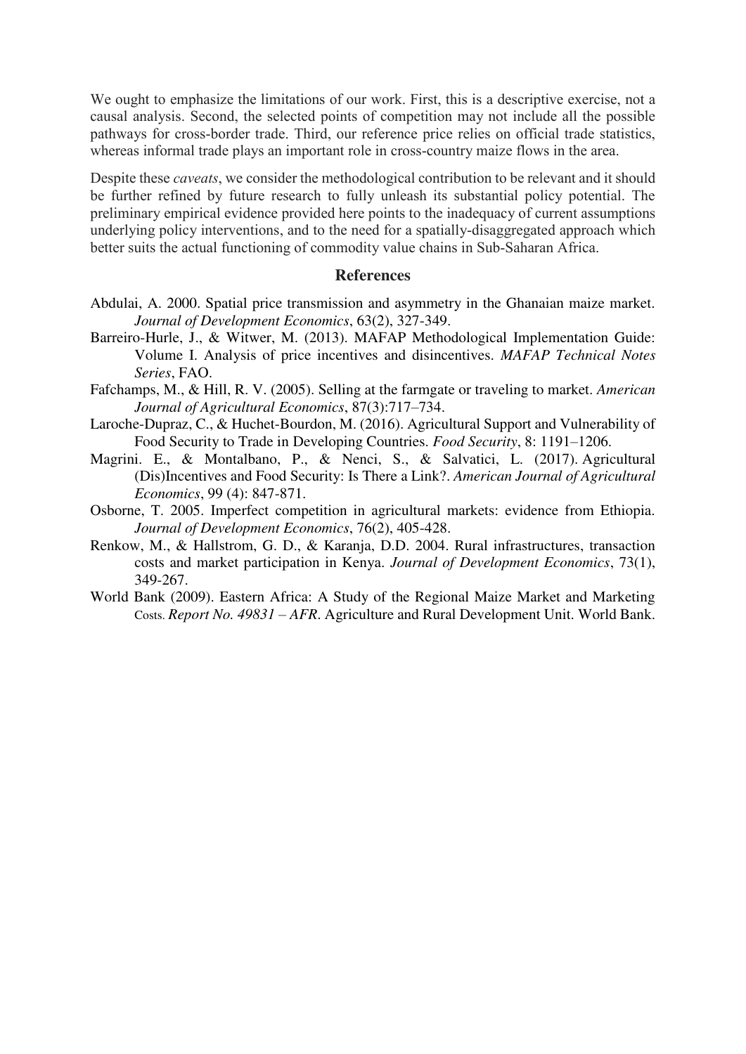We ought to emphasize the limitations of our work. First, this is a descriptive exercise, not a causal analysis. Second, the selected points of competition may not include all the possible pathways for cross-border trade. Third, our reference price relies on official trade statistics, whereas informal trade plays an important role in cross-country maize flows in the area.

Despite these *caveats*, we consider the methodological contribution to be relevant and it should be further refined by future research to fully unleash its substantial policy potential. The preliminary empirical evidence provided here points to the inadequacy of current assumptions underlying policy interventions, and to the need for a spatially-disaggregated approach which better suits the actual functioning of commodity value chains in Sub-Saharan Africa.

## References

Abdulai, A. 2000. Spatial price transmission and asymmetry in the Ghanaian maize market. *Journal of Development Economics*, 63(2), 327-349.

Barreiro-Hurle, J., & Witwer, M. (2013). MAFAP Methodological Implementation Guide: Volume I. Analysis of price incentives and disincentives. *MAFAP Technical Notes Series*, FAO.

Fafchamps, M., & Hill, R. V. (2005). Selling at the farmgate or traveling to market. *American Journal of Agricultural Economics*, 87(3):717–734.

Laroche-Dupraz, C., & Huchet-Bourdon, M. (2016). Agricultural Support and Vulnerability of Food Security to Trade in Developing Countries. *Food Security*, 8: 1191–1206.

Magrini. E., & Montalbano, P., & Nenci, S., & Salvatici, L. (2017). Agricultural (Dis)Incentives and Food Security: Is There a Link?. *American Journal of Agricultural Economics*, 99 (4): 847-871.

Osborne, T. 2005. Imperfect competition in agricultural markets: evidence from Ethiopia. *Journal of Development Economics*, 76(2), 405-428.

Renkow, M., & Hallstrom, G. D., & Karanja, D.D. 2004. Rural infrastructures, transaction costs and market participation in Kenya. *Journal of Development Economics*, 73(1), 349-267.

World Bank (2009). Eastern Africa: A Study of the Regional Maize Market and Marketing Costs. *Report No. 49831 – AFR*. Agriculture and Rural Development Unit. World Bank.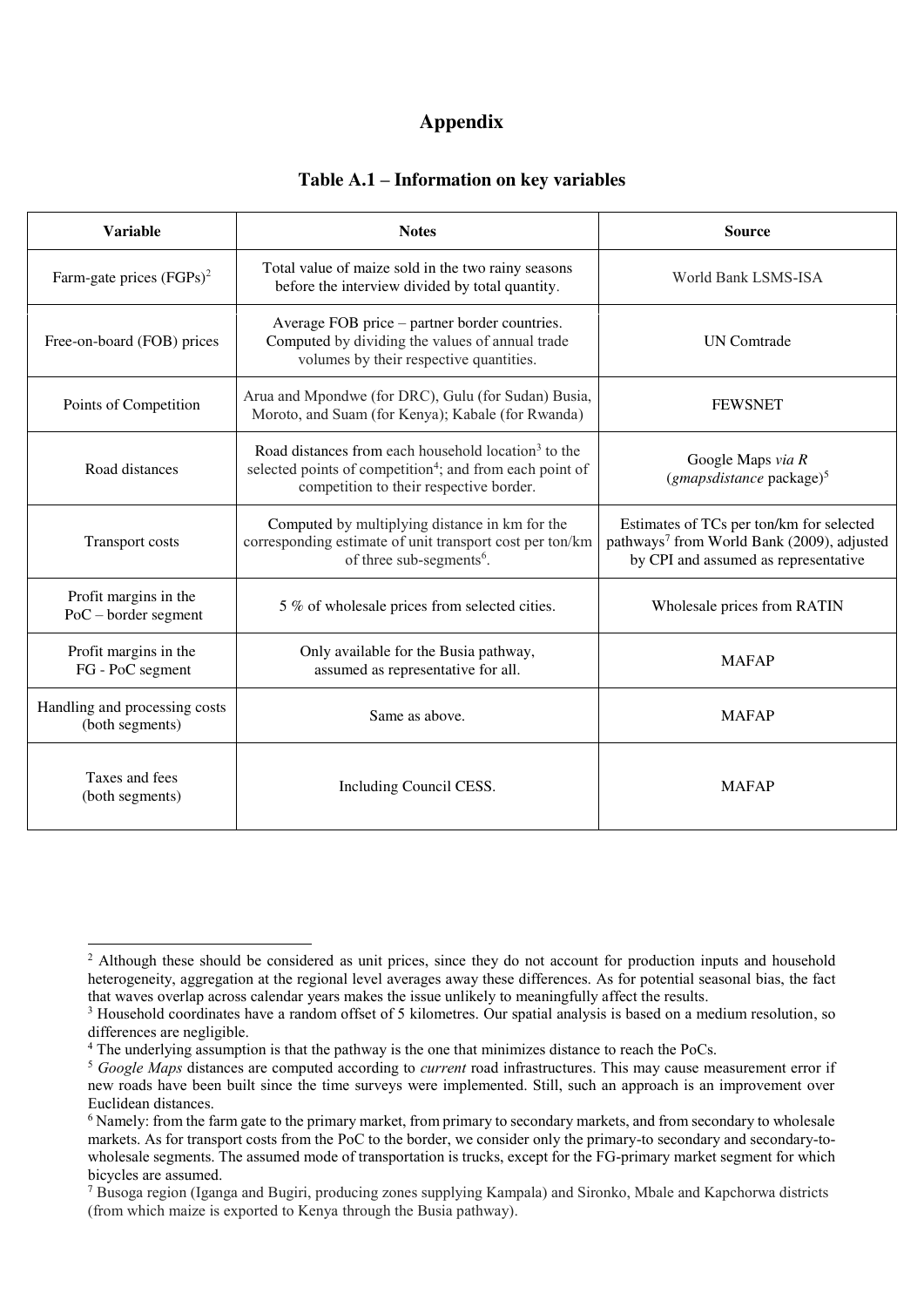# Appendix

### Table A.1 – Information on key variables

| Variable | Notes | Source |
|---|---|---|
| Farm-gate prices (FGPs)[2] | Total value of maize sold in the two rainy seasons before the interview divided by total quantity. | World Bank LSMS-ISA |
| Free-on-board (FOB) prices | Average FOB price – partner border countries. Computed by dividing the values of annual trade volumes by their respective quantities. | UN Comtrade |
| Points of Competition | Arua and Mpondwe (for DRC), Gulu (for Sudan) Busia, Moroto, and Suam (for Kenya); Kabale (for Rwanda) | FEWSNET |
| Road distances | Road distances from each household location[3] to the selected points of competition[4]; and from each point of competition to their respective border. | Google Maps *via R* (*gmapsdistance* package)[5] |
| Transport costs | Computed by multiplying distance in km for the corresponding estimate of unit transport cost per ton/km of three sub-segments[6]. | Estimates of TCs per ton/km for selected pathways[7] from World Bank (2009), adjusted by CPI and assumed as representative |
| Profit margins in the PoC – border segment | 5 % of wholesale prices from selected cities. | Wholesale prices from RATIN |
| Profit margins in the FG - PoC segment | Only available for the Busia pathway, assumed as representative for all. | MAFAP |
| Handling and processing costs (both segments) | Same as above. | MAFAP |
| Taxes and fees (both segments) | Including Council CESS. | MAFAP |

[2] Although these should be considered as unit prices, since they do not account for production inputs and household heterogeneity, aggregation at the regional level averages away these differences. As for potential seasonal bias, the fact that waves overlap across calendar years makes the issue unlikely to meaningfully affect the results.

[3] Household coordinates have a random offset of 5 kilometres. Our spatial analysis is based on a medium resolution, so differences are negligible.

[4] The underlying assumption is that the pathway is the one that minimizes distance to reach the PoCs.

[5] *Google Maps* distances are computed according to *current* road infrastructures. This may cause measurement error if new roads have been built since the time surveys were implemented. Still, such an approach is an improvement over Euclidean distances.

[6] Namely: from the farm gate to the primary market, from primary to secondary markets, and from secondary to wholesale markets. As for transport costs from the PoC to the border, we consider only the primary-to secondary and secondary-to-wholesale segments. The assumed mode of transportation is trucks, except for the FG-primary market segment for which bicycles are assumed.

[7] Busoga region (Iganga and Bugiri, producing zones supplying Kampala) and Sironko, Mbale and Kapchorwa districts (from which maize is exported to Kenya through the Busia pathway).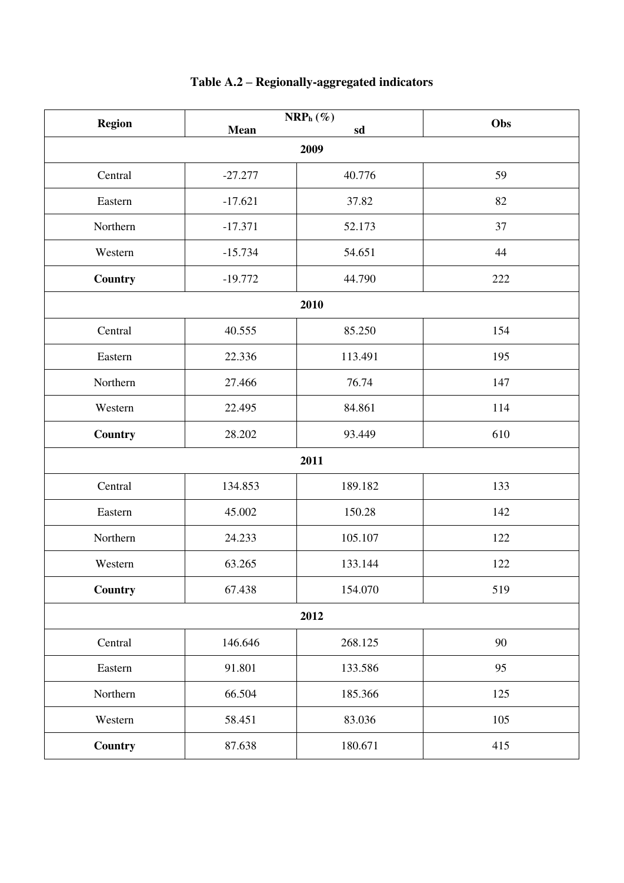**Table A.2 – Regionally-aggregated indicators**

| Region | $NRP_h$ (%) | | Obs |
|---|---|---|---|
| | Mean | sd | |
| **2009** | | | |
| Central | -27.277 | 40.776 | 59 |
| Eastern | -17.621 | 37.82 | 82 |
| Northern | -17.371 | 52.173 | 37 |
| Western | -15.734 | 54.651 | 44 |
| **Country** | -19.772 | 44.790 | 222 |
| **2010** | | | |
| Central | 40.555 | 85.250 | 154 |
| Eastern | 22.336 | 113.491 | 195 |
| Northern | 27.466 | 76.74 | 147 |
| Western | 22.495 | 84.861 | 114 |
| **Country** | 28.202 | 93.449 | 610 |
| **2011** | | | |
| Central | 134.853 | 189.182 | 133 |
| Eastern | 45.002 | 150.28 | 142 |
| Northern | 24.233 | 105.107 | 122 |
| Western | 63.265 | 133.144 | 122 |
| **Country** | 67.438 | 154.070 | 519 |
| **2012** | | | |
| Central | 146.646 | 268.125 | 90 |
| Eastern | 91.801 | 133.586 | 95 |
| Northern | 66.504 | 185.366 | 125 |
| Western | 58.451 | 83.036 | 105 |
| **Country** | 87.638 | 180.671 | 415 |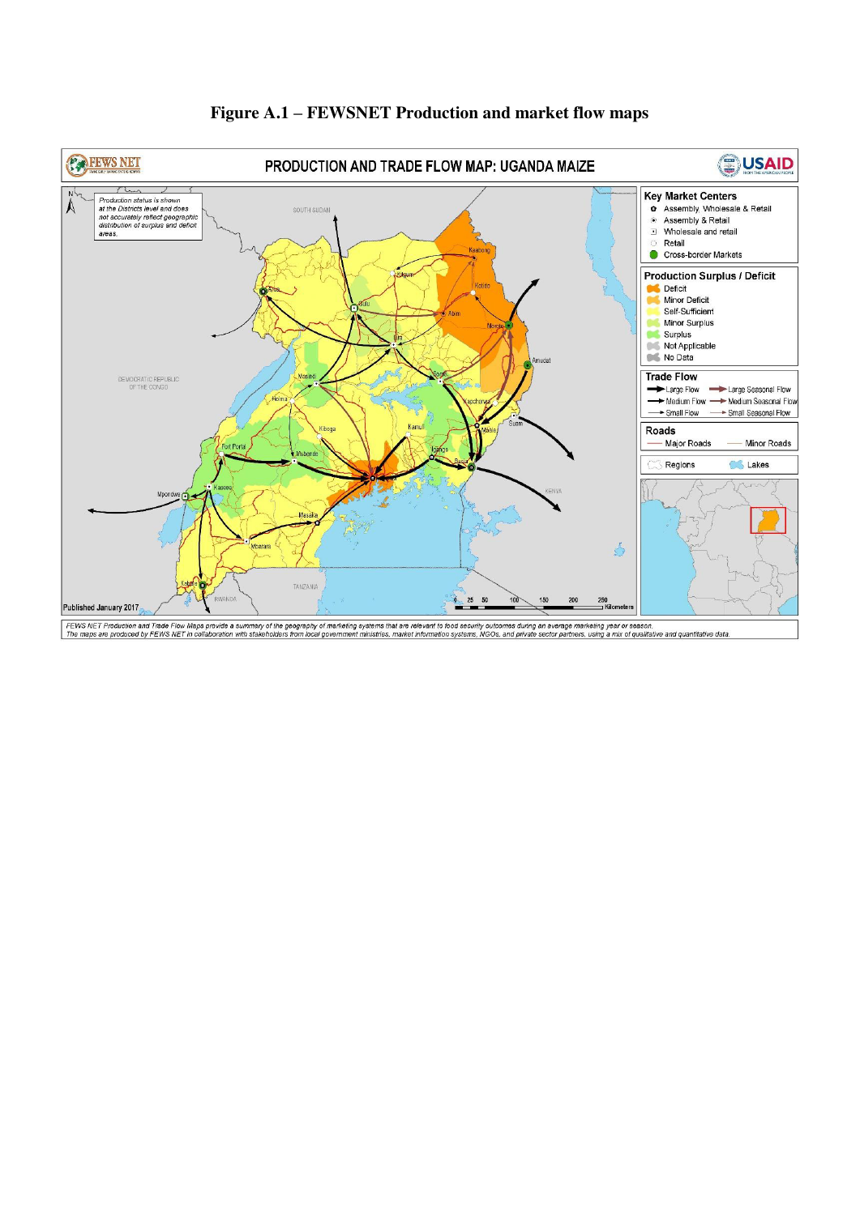**Figure A.1 – FEWSNET Production and market flow maps**

FEWS NET

PRODUCTION AND TRADE FLOW MAP: UGANDA MAIZE

USAID

Production status is shown at the Districts level and does not accurately reflect geographic distribution of surplus and deficit areas.

SOUTH SUDAN

DEMOCRATIC REPUBLIC OF THE CONGO

KENYA

TANZANIA

RWANDA

Kaabong, Kitgum, Kotido, Arua, Gulu, Abim, Moroto, Lira, Amudat, Masindi, Soroti, Hoima, Kapchorwa, Suam, Kiboga, Kamuli, Mbale, Fort Portal, Mubende, Iganga, Busia, Kasese, Mpondwe, Masaka, Mbarara, Kabale

Key Market Centers

- Assembly, Wholesale & Retail
- Assembly & Retail
- Wholesale and retail
- Retail
- Cross-border Markets

Production Surplus / Deficit

- Deficit
- Minor Deficit
- Self-Sufficient
- Minor Surplus
- Surplus
- Not Applicable
- No Data

Trade Flow

- Large Flow
- Medium Flow
- Small Flow
- Large Seasonal Flow
- Medium Seasonal Flow
- Small Seasonal Flow

Roads

- Major Roads
- Minor Roads

Regions

Lakes

0 25 50 100 150 200 250 Kilometers

Published January 2017

FEWS NET Production and Trade Flow Maps provide a summary of the geography of marketing systems that are relevant to food security outcomes during an average marketing year or season.
The maps are produced by FEWS NET in collaboration with stakeholders from local government ministries, market information systems, NGOs, and private sector partners, using a mix of qualitative and quantitative data.